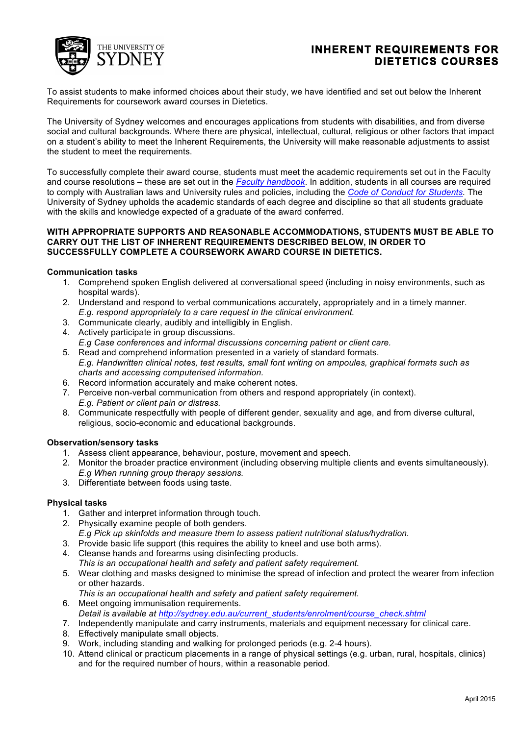# INHERENT REQUIREMENTS FOR DIETETICS COURSES

To assist students to make informed choices about their study, we have identified and set out below the Inherent Requirements for coursework award courses in Dietetics.

The University of Sydney welcomes and encourages applications from students with disabilities, and from diverse social and cultural backgrounds. Where there are physical, intellectual, cultural, religious or other factors that impact on a student's ability to meet the Inherent Requirements, the University will make reasonable adjustments to assist the student to meet the requirements.

To successfully complete their award course, students must meet the academic requirements set out in the Faculty and course resolutions – these are set out in the *Faculty handbook*. In addition, students in all courses are required to comply with Australian laws and University rules and policies, including the *Code of Conduct for Students.* The University of Sydney upholds the academic standards of each degree and discipline so that all students graduate with the skills and knowledge expected of a graduate of the award conferred.

**WITH APPROPRIATE SUPPORTS AND REASONABLE ACCOMMODATIONS, STUDENTS MUST BE ABLE TO CARRY OUT THE LIST OF INHERENT REQUIREMENTS DESCRIBED BELOW, IN ORDER TO SUCCESSFULLY COMPLETE A COURSEWORK AWARD COURSE IN DIETETICS.**

### Communication tasks

1. Comprehend spoken English delivered at conversational speed (including in noisy environments, such as hospital wards).
2. Understand and respond to verbal communications accurately, appropriately and in a timely manner.
   *E.g. respond appropriately to a care request in the clinical environment.*
3. Communicate clearly, audibly and intelligibly in English.
4. Actively participate in group discussions.
   *E.g Case conferences and informal discussions concerning patient or client care.*
5. Read and comprehend information presented in a variety of standard formats.
   *E.g. Handwritten clinical notes, test results, small font writing on ampoules, graphical formats such as charts and accessing computerised information.*
6. Record information accurately and make coherent notes.
7. Perceive non-verbal communication from others and respond appropriately (in context).
   *E.g. Patient or client pain or distress.*
8. Communicate respectfully with people of different gender, sexuality and age, and from diverse cultural, religious, socio-economic and educational backgrounds.

### Observation/sensory tasks

1. Assess client appearance, behaviour, posture, movement and speech.
2. Monitor the broader practice environment (including observing multiple clients and events simultaneously).
   *E.g When running group therapy sessions.*
3. Differentiate between foods using taste.

### Physical tasks

1. Gather and interpret information through touch.
2. Physically examine people of both genders.
   *E.g Pick up skinfolds and measure them to assess patient nutritional status/hydration.*
3. Provide basic life support (this requires the ability to kneel and use both arms).
4. Cleanse hands and forearms using disinfecting products.
   *This is an occupational health and safety and patient safety requirement.*
5. Wear clothing and masks designed to minimise the spread of infection and protect the wearer from infection or other hazards.
   *This is an occupational health and safety and patient safety requirement.*
6. Meet ongoing immunisation requirements.
   *Detail is available at http://sydney.edu.au/current_students/enrolment/course_check.shtml*
7. Independently manipulate and carry instruments, materials and equipment necessary for clinical care.
8. Effectively manipulate small objects.
9. Work, including standing and walking for prolonged periods (e.g. 2-4 hours).
10. Attend clinical or practicum placements in a range of physical settings (e.g. urban, rural, hospitals, clinics) and for the required number of hours, within a reasonable period.

April 2015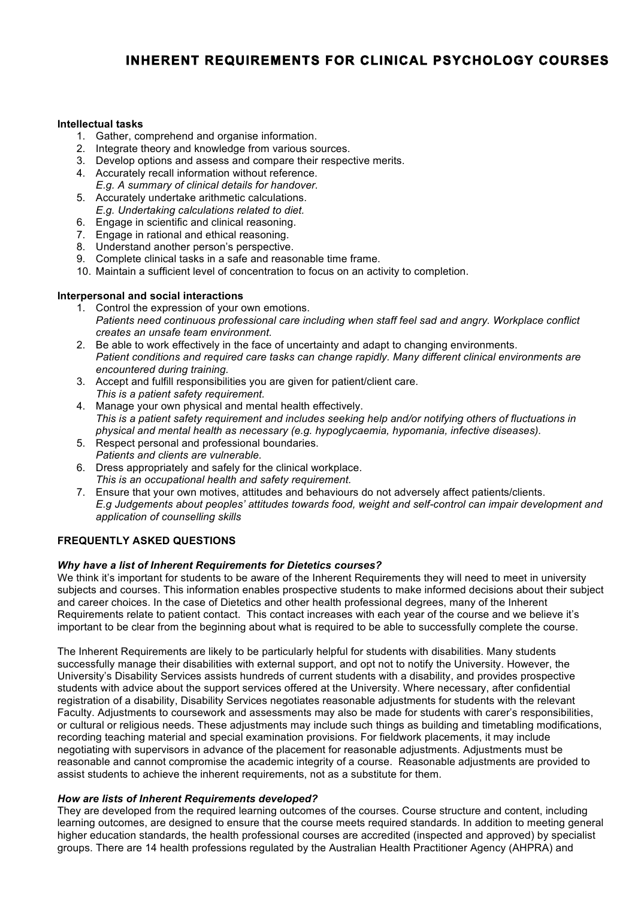# INHERENT REQUIREMENTS FOR CLINICAL PSYCHOLOGY COURSES

**Intellectual tasks**

1. Gather, comprehend and organise information.
2. Integrate theory and knowledge from various sources.
3. Develop options and assess and compare their respective merits.
4. Accurately recall information without reference.
   *E.g. A summary of clinical details for handover.*
5. Accurately undertake arithmetic calculations.
   *E.g. Undertaking calculations related to diet.*
6. Engage in scientific and clinical reasoning.
7. Engage in rational and ethical reasoning.
8. Understand another person's perspective.
9. Complete clinical tasks in a safe and reasonable time frame.
10. Maintain a sufficient level of concentration to focus on an activity to completion.

**Interpersonal and social interactions**

1. Control the expression of your own emotions.
   *Patients need continuous professional care including when staff feel sad and angry. Workplace conflict creates an unsafe team environment.*
2. Be able to work effectively in the face of uncertainty and adapt to changing environments.
   *Patient conditions and required care tasks can change rapidly. Many different clinical environments are encountered during training.*
3. Accept and fulfill responsibilities you are given for patient/client care.
   *This is a patient safety requirement.*
4. Manage your own physical and mental health effectively.
   *This is a patient safety requirement and includes seeking help and/or notifying others of fluctuations in physical and mental health as necessary (e.g. hypoglycaemia, hypomania, infective diseases).*
5. Respect personal and professional boundaries.
   *Patients and clients are vulnerable.*
6. Dress appropriately and safely for the clinical workplace.
   *This is an occupational health and safety requirement.*
7. Ensure that your own motives, attitudes and behaviours do not adversely affect patients/clients.
   *E.g Judgements about peoples' attitudes towards food, weight and self-control can impair development and application of counselling skills*

**FREQUENTLY ASKED QUESTIONS**

***Why have a list of Inherent Requirements for Dietetics courses?***

We think it's important for students to be aware of the Inherent Requirements they will need to meet in university subjects and courses. This information enables prospective students to make informed decisions about their subject and career choices. In the case of Dietetics and other health professional degrees, many of the Inherent Requirements relate to patient contact. This contact increases with each year of the course and we believe it's important to be clear from the beginning about what is required to be able to successfully complete the course.

The Inherent Requirements are likely to be particularly helpful for students with disabilities. Many students successfully manage their disabilities with external support, and opt not to notify the University. However, the University's Disability Services assists hundreds of current students with a disability, and provides prospective students with advice about the support services offered at the University. Where necessary, after confidential registration of a disability, Disability Services negotiates reasonable adjustments for students with the relevant Faculty. Adjustments to coursework and assessments may also be made for students with carer's responsibilities, or cultural or religious needs. These adjustments may include such things as building and timetabling modifications, recording teaching material and special examination provisions. For fieldwork placements, it may include negotiating with supervisors in advance of the placement for reasonable adjustments. Adjustments must be reasonable and cannot compromise the academic integrity of a course. Reasonable adjustments are provided to assist students to achieve the inherent requirements, not as a substitute for them.

***How are lists of Inherent Requirements developed?***

They are developed from the required learning outcomes of the courses. Course structure and content, including learning outcomes, are designed to ensure that the course meets required standards. In addition to meeting general higher education standards, the health professional courses are accredited (inspected and approved) by specialist groups. There are 14 health professions regulated by the Australian Health Practitioner Agency (AHPRA) and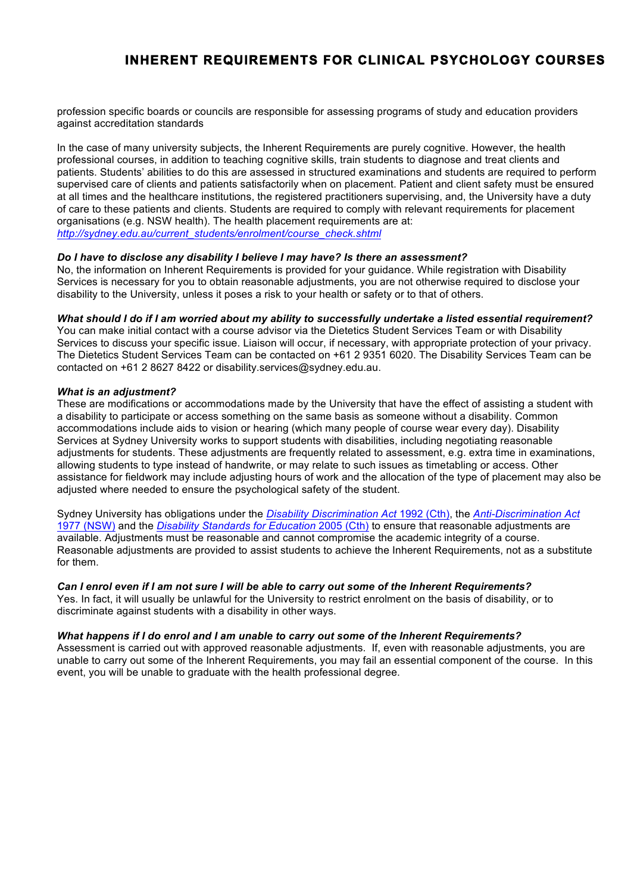profession specific boards or councils are responsible for assessing programs of study and education providers against accreditation standards

In the case of many university subjects, the Inherent Requirements are purely cognitive. However, the health professional courses, in addition to teaching cognitive skills, train students to diagnose and treat clients and patients. Students' abilities to do this are assessed in structured examinations and students are required to perform supervised care of clients and patients satisfactorily when on placement. Patient and client safety must be ensured at all times and the healthcare institutions, the registered practitioners supervising, and, the University have a duty of care to these patients and clients. Students are required to comply with relevant requirements for placement organisations (e.g. NSW health). The health placement requirements are at: *http://sydney.edu.au/current_students/enrolment/course_check.shtml*

***Do I have to disclose any disability I believe I may have? Is there an assessment?***

No, the information on Inherent Requirements is provided for your guidance. While registration with Disability Services is necessary for you to obtain reasonable adjustments, you are not otherwise required to disclose your disability to the University, unless it poses a risk to your health or safety or to that of others.

***What should I do if I am worried about my ability to successfully undertake a listed essential requirement?***

You can make initial contact with a course advisor via the Dietetics Student Services Team or with Disability Services to discuss your specific issue. Liaison will occur, if necessary, with appropriate protection of your privacy. The Dietetics Student Services Team can be contacted on +61 2 9351 6020. The Disability Services Team can be contacted on +61 2 8627 8422 or disability.services@sydney.edu.au.

***What is an adjustment?***

These are modifications or accommodations made by the University that have the effect of assisting a student with a disability to participate or access something on the same basis as someone without a disability. Common accommodations include aids to vision or hearing (which many people of course wear every day). Disability Services at Sydney University works to support students with disabilities, including negotiating reasonable adjustments for students. These adjustments are frequently related to assessment, e.g. extra time in examinations, allowing students to type instead of handwrite, or may relate to such issues as timetabling or access. Other assistance for fieldwork may include adjusting hours of work and the allocation of the type of placement may also be adjusted where needed to ensure the psychological safety of the student.

Sydney University has obligations under the *Disability Discrimination Act* 1992 (Cth), the *Anti-Discrimination Act* 1977 (NSW) and the *Disability Standards for Education* 2005 (Cth) to ensure that reasonable adjustments are available. Adjustments must be reasonable and cannot compromise the academic integrity of a course. Reasonable adjustments are provided to assist students to achieve the Inherent Requirements, not as a substitute for them.

***Can I enrol even if I am not sure I will be able to carry out some of the Inherent Requirements?***

Yes. In fact, it will usually be unlawful for the University to restrict enrolment on the basis of disability, or to discriminate against students with a disability in other ways.

***What happens if I do enrol and I am unable to carry out some of the Inherent Requirements?***

Assessment is carried out with approved reasonable adjustments. If, even with reasonable adjustments, you are unable to carry out some of the Inherent Requirements, you may fail an essential component of the course. In this event, you will be unable to graduate with the health professional degree.